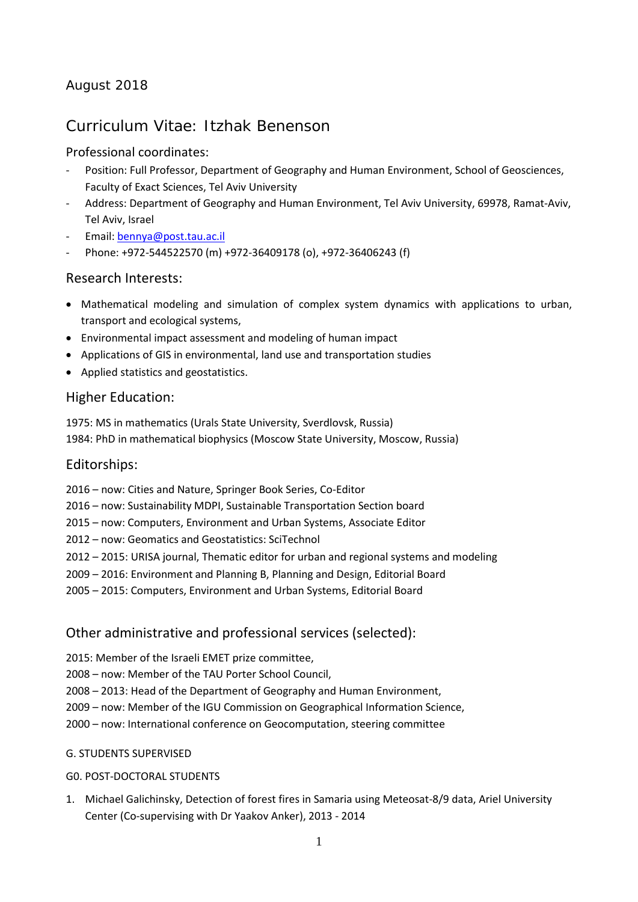August 2018

# Curriculum Vitae: Itzhak Benenson

## Professional coordinates:

- Position: Full Professor, Department of Geography and Human Environment, School of Geosciences, Faculty of Exact Sciences, Tel Aviv University
- Address: Department of Geography and Human Environment, Tel Aviv University, 69978, Ramat-Aviv, Tel Aviv, Israel
- Email: bennya@post.tau.ac.il
- Phone: +972-544522570 (m) +972-36409178 (o), +972-36406243 (f)

## Research Interests:

- Mathematical modeling and simulation of complex system dynamics with applications to urban, transport and ecological systems,
- Environmental impact assessment and modeling of human impact
- Applications of GIS in environmental, land use and transportation studies
- Applied statistics and geostatistics.

## Higher Education:

1975: MS in mathematics (Urals State University, Sverdlovsk, Russia)
1984: PhD in mathematical biophysics (Moscow State University, Moscow, Russia)

## Editorships:

2016 – now: Cities and Nature, Springer Book Series, Co-Editor
2016 – now: Sustainability MDPI, Sustainable Transportation Section board
2015 – now: Computers, Environment and Urban Systems, Associate Editor
2012 – now: Geomatics and Geostatistics: SciTechnol
2012 – 2015: URISA journal, Thematic editor for urban and regional systems and modeling
2009 – 2016: Environment and Planning B, Planning and Design, Editorial Board
2005 – 2015: Computers, Environment and Urban Systems, Editorial Board

## Other administrative and professional services (selected):

2015: Member of the Israeli EMET prize committee,
2008 – now: Member of the TAU Porter School Council,
2008 – 2013: Head of the Department of Geography and Human Environment,
2009 – now: Member of the IGU Commission on Geographical Information Science,
2000 – now: International conference on Geocomputation, steering committee

### G. STUDENTS SUPERVISED

#### G0. POST-DOCTORAL STUDENTS

1. Michael Galichinsky, Detection of forest fires in Samaria using Meteosat-8/9 data, Ariel University Center (Co-supervising with Dr Yaakov Anker), 2013 - 2014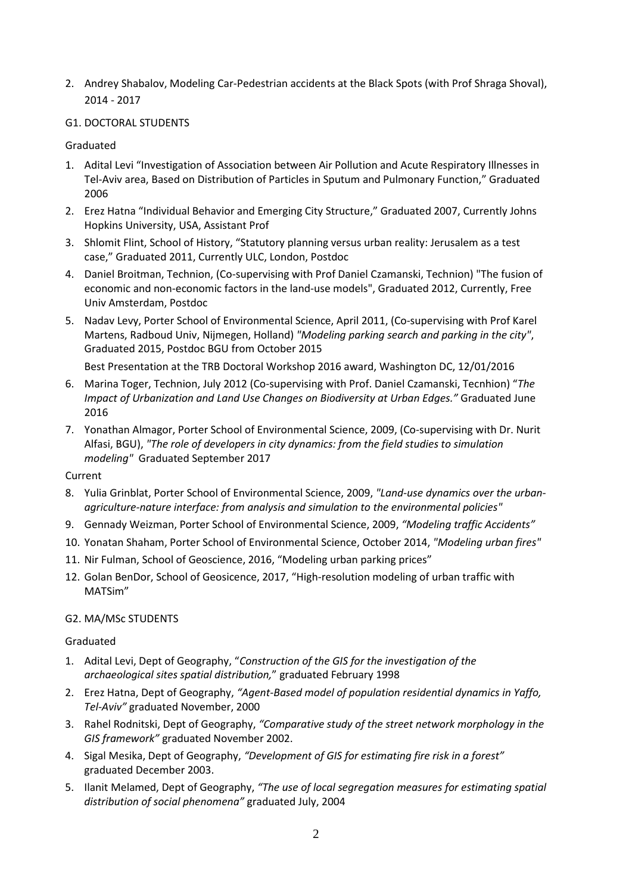2. Andrey Shabalov, Modeling Car-Pedestrian accidents at the Black Spots (with Prof Shraga Shoval), 2014 - 2017

G1. DOCTORAL STUDENTS

Graduated

1. Adital Levi "Investigation of Association between Air Pollution and Acute Respiratory Illnesses in Tel-Aviv area, Based on Distribution of Particles in Sputum and Pulmonary Function," Graduated 2006
2. Erez Hatna "Individual Behavior and Emerging City Structure," Graduated 2007, Currently Johns Hopkins University, USA, Assistant Prof
3. Shlomit Flint, School of History, "Statutory planning versus urban reality: Jerusalem as a test case," Graduated 2011, Currently ULC, London, Postdoc
4. Daniel Broitman, Technion, (Co-supervising with Prof Daniel Czamanski, Technion) "The fusion of economic and non-economic factors in the land-use models", Graduated 2012, Currently, Free Univ Amsterdam, Postdoc
5. Nadav Levy, Porter School of Environmental Science, April 2011, (Co-supervising with Prof Karel Martens, Radboud Univ, Nijmegen, Holland) *"Modeling parking search and parking in the city"*, Graduated 2015, Postdoc BGU from October 2015

   Best Presentation at the TRB Doctoral Workshop 2016 award, Washington DC, 12/01/2016
6. Marina Toger, Technion, July 2012 (Co-supervising with Prof. Daniel Czamanski, Tecnhion) "*The Impact of Urbanization and Land Use Changes on Biodiversity at Urban Edges."* Graduated June 2016
7. Yonathan Almagor, Porter School of Environmental Science, 2009, (Co-supervising with Dr. Nurit Alfasi, BGU), *"The role of developers in city dynamics: from the field studies to simulation modeling"* Graduated September 2017

Current

8. Yulia Grinblat, Porter School of Environmental Science, 2009, *"Land-use dynamics over the urban-agriculture-nature interface: from analysis and simulation to the environmental policies"*
9. Gennady Weizman, Porter School of Environmental Science, 2009, *"Modeling traffic Accidents"*
10. Yonatan Shaham, Porter School of Environmental Science, October 2014, *"Modeling urban fires"*
11. Nir Fulman, School of Geoscience, 2016, "Modeling urban parking prices"
12. Golan BenDor, School of Geosicence, 2017, "High-resolution modeling of urban traffic with MATSim"

G2. MA/MSc STUDENTS

Graduated

1. Adital Levi, Dept of Geography, "*Construction of the GIS for the investigation of the archaeological sites spatial distribution,*" graduated February 1998
2. Erez Hatna, Dept of Geography, *"Agent-Based model of population residential dynamics in Yaffo, Tel-Aviv"* graduated November, 2000
3. Rahel Rodnitski, Dept of Geography, *"Comparative study of the street network morphology in the GIS framework"* graduated November 2002.
4. Sigal Mesika, Dept of Geography, *"Development of GIS for estimating fire risk in a forest"* graduated December 2003.
5. Ilanit Melamed, Dept of Geography, *"The use of local segregation measures for estimating spatial distribution of social phenomena"* graduated July, 2004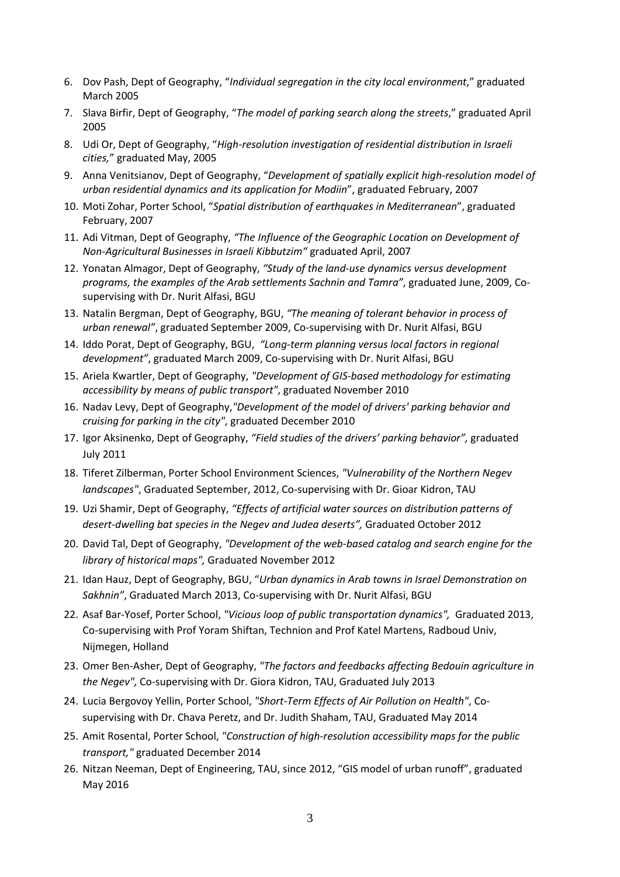6. Dov Pash, Dept of Geography, "*Individual segregation in the city local environment*," graduated March 2005
7. Slava Birfir, Dept of Geography, "*The model of parking search along the streets*," graduated April 2005
8. Udi Or, Dept of Geography, "*High-resolution investigation of residential distribution in Israeli cities,*" graduated May, 2005
9. Anna Venitsianov, Dept of Geography, "*Development of spatially explicit high-resolution model of urban residential dynamics and its application for Modiin*", graduated February, 2007
10. Moti Zohar, Porter School, "*Spatial distribution of earthquakes in Mediterranean*", graduated February, 2007
11. Adi Vitman, Dept of Geography, *"The Influence of the Geographic Location on Development of Non-Agricultural Businesses in Israeli Kibbutzim"* graduated April, 2007
12. Yonatan Almagor, Dept of Geography, *"Study of the land-use dynamics versus development programs, the examples of the Arab settlements Sachnin and Tamra"*, graduated June, 2009, Co-supervising with Dr. Nurit Alfasi, BGU
13. Natalin Bergman, Dept of Geography, BGU, *"The meaning of tolerant behavior in process of urban renewal"*, graduated September 2009, Co-supervising with Dr. Nurit Alfasi, BGU
14. Iddo Porat, Dept of Geography, BGU, *"Long-term planning versus local factors in regional development"*, graduated March 2009, Co-supervising with Dr. Nurit Alfasi, BGU
15. Ariela Kwartler, Dept of Geography, *"Development of GIS-based methodology for estimating accessibility by means of public transport"*, graduated November 2010
16. Nadav Levy, Dept of Geography,*"Development of the model of drivers' parking behavior and cruising for parking in the city"*, graduated December 2010
17. Igor Aksinenko, Dept of Geography, *"Field studies of the drivers' parking behavior",* graduated July 2011
18. Tiferet Zilberman, Porter School Environment Sciences, *"Vulnerability of the Northern Negev landscapes"*, Graduated September, 2012, Co-supervising with Dr. Gioar Kidron, TAU
19. Uzi Shamir, Dept of Geography, *"Effects of artificial water sources on distribution patterns of desert-dwelling bat species in the Negev and Judea deserts",* Graduated October 2012
20. David Tal, Dept of Geography, *"Development of the web-based catalog and search engine for the library of historical maps",* Graduated November 2012
21. Idan Hauz, Dept of Geography, BGU, "*Urban dynamics in Arab towns in Israel Demonstration on Sakhnin"*, Graduated March 2013, Co-supervising with Dr. Nurit Alfasi, BGU
22. Asaf Bar-Yosef, Porter School, *"Vicious loop of public transportation dynamics",* Graduated 2013, Co-supervising with Prof Yoram Shiftan, Technion and Prof Katel Martens, Radboud Univ, Nijmegen, Holland
23. Omer Ben-Asher, Dept of Geography, *"The factors and feedbacks affecting Bedouin agriculture in the Negev",* Co-supervising with Dr. Giora Kidron, TAU, Graduated July 2013
24. Lucia Bergovoy Yellin, Porter School, *"Short-Term Effects of Air Pollution on Health"*, Co-supervising with Dr. Chava Peretz, and Dr. Judith Shaham, TAU, Graduated May 2014
25. Amit Rosental, Porter School, *"Construction of high-resolution accessibility maps for the public transport,"* graduated December 2014
26. Nitzan Neeman, Dept of Engineering, TAU, since 2012, "GIS model of urban runoff", graduated May 2016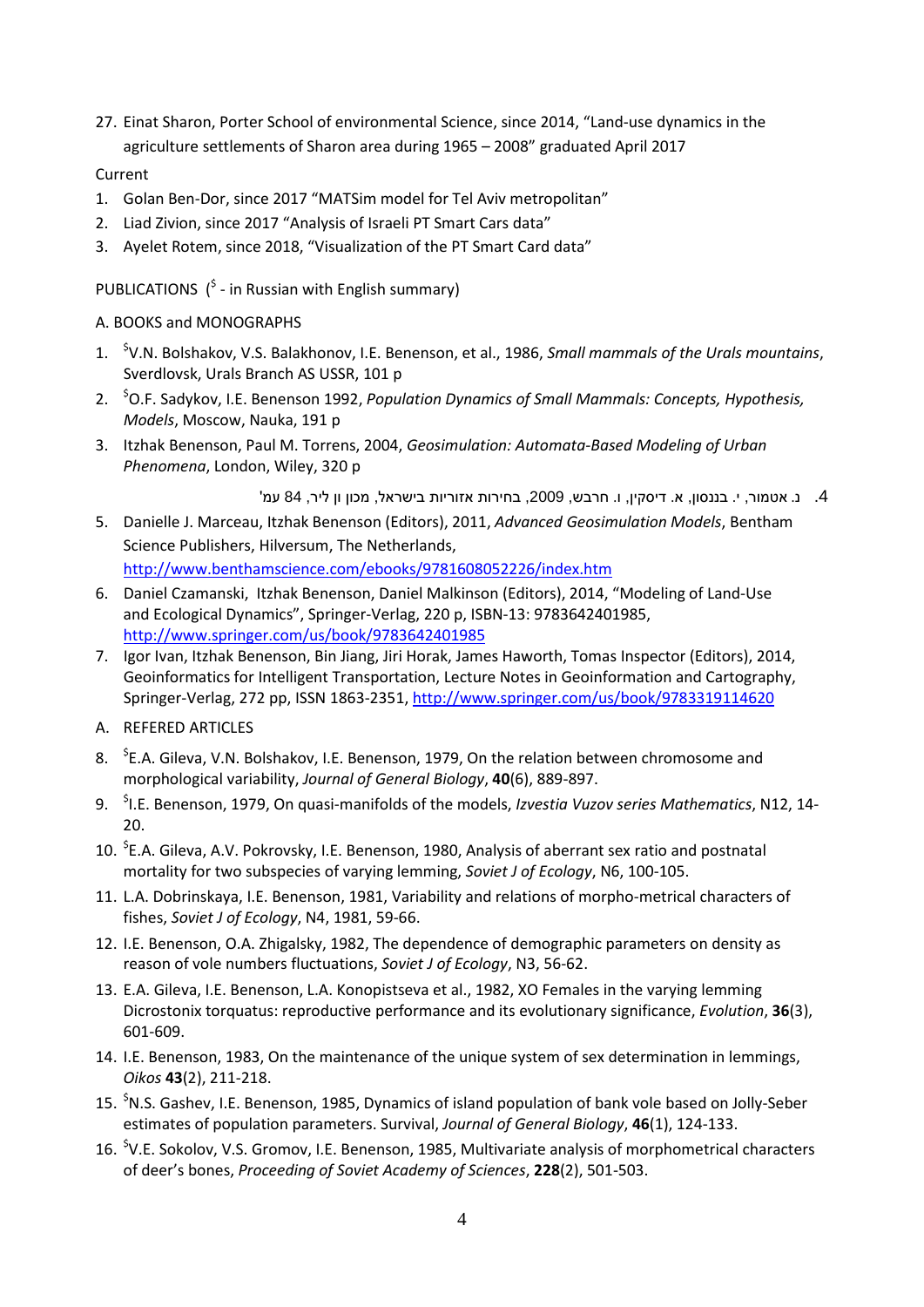27. Einat Sharon, Porter School of environmental Science, since 2014, “Land-use dynamics in the agriculture settlements of Sharon area during 1965 – 2008” graduated April 2017

Current

1. Golan Ben-Dor, since 2017 “MATSim model for Tel Aviv metropolitan”
2. Liad Zivion, since 2017 “Analysis of Israeli PT Smart Cars data”
3. Ayelet Rotem, since 2018, “Visualization of the PT Smart Card data”

PUBLICATIONS ($ - in Russian with English summary)

A. BOOKS and MONOGRAPHS

1. $V.N. Bolshakov, V.S. Balakhonov, I.E. Benenson, et al., 1986, *Small mammals of the Urals mountains*, Sverdlovsk, Urals Branch AS USSR, 101 p
2. $O.F. Sadykov, I.E. Benenson 1992, *Population Dynamics of Small Mammals: Concepts, Hypothesis, Models*, Moscow, Nauka, 191 p
3. Itzhak Benenson, Paul M. Torrens, 2004, *Geosimulation: Automata-Based Modeling of Urban Phenomena*, London, Wiley, 320 p
4. נ. אטמור, י. בננסון, א. דיסקין, ו. חרבש, 2009, בחירות אזוריות בישראל, מכון ון ליר, 84 עמ'
5. Danielle J. Marceau, Itzhak Benenson (Editors), 2011, *Advanced Geosimulation Models*, Bentham Science Publishers, Hilversum, The Netherlands, http://www.benthamscience.com/ebooks/9781608052226/index.htm
6. Daniel Czamanski, Itzhak Benenson, Daniel Malkinson (Editors), 2014, “Modeling of Land-Use and Ecological Dynamics”, Springer-Verlag, 220 p, ISBN-13: 9783642401985, http://www.springer.com/us/book/9783642401985
7. Igor Ivan, Itzhak Benenson, Bin Jiang, Jiri Horak, James Haworth, Tomas Inspector (Editors), 2014, Geoinformatics for Intelligent Transportation, Lecture Notes in Geoinformation and Cartography, Springer-Verlag, 272 pp, ISSN 1863-2351, http://www.springer.com/us/book/9783319114620

A. REFERED ARTICLES

8. $E.A. Gileva, V.N. Bolshakov, I.E. Benenson, 1979, On the relation between chromosome and morphological variability, *Journal of General Biology*, **40**(6), 889-897.
9. $I.E. Benenson, 1979, On quasi-manifolds of the models, *Izvestia Vuzov series Mathematics*, N12, 14-20.
10. $E.A. Gileva, A.V. Pokrovsky, I.E. Benenson, 1980, Analysis of aberrant sex ratio and postnatal mortality for two subspecies of varying lemming, *Soviet J of Ecology*, N6, 100-105.
11. L.A. Dobrinskaya, I.E. Benenson, 1981, Variability and relations of morpho-metrical characters of fishes, *Soviet J of Ecology*, N4, 1981, 59-66.
12. I.E. Benenson, O.A. Zhigalsky, 1982, The dependence of demographic parameters on density as reason of vole numbers fluctuations, *Soviet J of Ecology*, N3, 56-62.
13. E.A. Gileva, I.E. Benenson, L.A. Konopistseva et al., 1982, XO Females in the varying lemming Dicrostonix torquatus: reproductive performance and its evolutionary significance, *Evolution*, **36**(3), 601-609.
14. I.E. Benenson, 1983, On the maintenance of the unique system of sex determination in lemmings, *Oikos* **43**(2), 211-218.
15. $N.S. Gashev, I.E. Benenson, 1985, Dynamics of island population of bank vole based on Jolly-Seber estimates of population parameters. Survival, *Journal of General Biology*, **46**(1), 124-133.
16. $V.E. Sokolov, V.S. Gromov, I.E. Benenson, 1985, Multivariate analysis of morphometrical characters of deer's bones, *Proceeding of Soviet Academy of Sciences*, **228**(2), 501-503.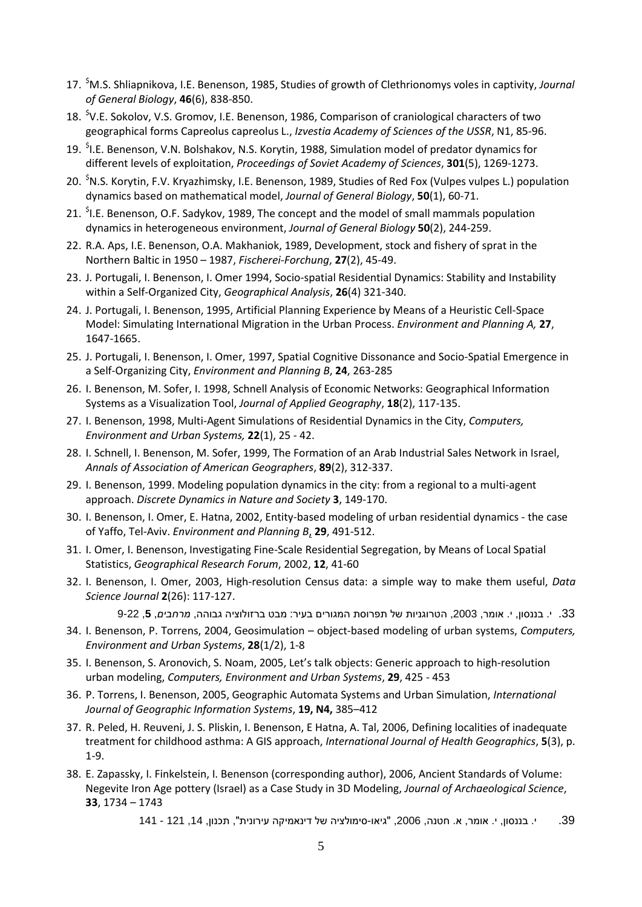17. [$]M.S. Shliapnikova, I.E. Benenson, 1985, Studies of growth of Clethrionomys voles in captivity, *Journal of General Biology*, **46**(6), 838-850.
18. [$]V.E. Sokolov, V.S. Gromov, I.E. Benenson, 1986, Comparison of craniological characters of two geographical forms Capreolus capreolus L., *Izvestia Academy of Sciences of the USSR*, N1, 85-96.
19. [$]I.E. Benenson, V.N. Bolshakov, N.S. Korytin, 1988, Simulation model of predator dynamics for different levels of exploitation, *Proceedings of Soviet Academy of Sciences*, **301**(5), 1269-1273.
20. [$]N.S. Korytin, F.V. Kryazhimsky, I.E. Benenson, 1989, Studies of Red Fox (Vulpes vulpes L.) population dynamics based on mathematical model, *Journal of General Biology*, **50**(1), 60-71.
21. [$]I.E. Benenson, O.F. Sadykov, 1989, The concept and the model of small mammals population dynamics in heterogeneous environment, *Journal of General Biology* **50**(2), 244-259.
22. R.A. Aps, I.E. Benenson, O.A. Makhaniok, 1989, Development, stock and fishery of sprat in the Northern Baltic in 1950 – 1987, *Fischerei-Forchung*, **27**(2), 45-49.
23. J. Portugali, I. Benenson, I. Omer 1994, Socio-spatial Residential Dynamics: Stability and Instability within a Self-Organized City, *Geographical Analysis*, **26**(4) 321-340.
24. J. Portugali, I. Benenson, 1995, Artificial Planning Experience by Means of a Heuristic Cell-Space Model: Simulating International Migration in the Urban Process. *Environment and Planning A,* **27**, 1647-1665.
25. J. Portugali, I. Benenson, I. Omer, 1997, Spatial Cognitive Dissonance and Socio-Spatial Emergence in a Self-Organizing City, *Environment and Planning B*, **24**, 263-285
26. I. Benenson, M. Sofer, I. 1998, Schnell Analysis of Economic Networks: Geographical Information Systems as a Visualization Tool, *Journal of Applied Geography*, **18**(2), 117-135.
27. I. Benenson, 1998, Multi-Agent Simulations of Residential Dynamics in the City, *Computers, Environment and Urban Systems,* **22**(1), 25 - 42.
28. I. Schnell, I. Benenson, M. Sofer, 1999, The Formation of an Arab Industrial Sales Network in Israel, *Annals of Association of American Geographers*, **89**(2), 312-337.
29. I. Benenson, 1999. Modeling population dynamics in the city: from a regional to a multi-agent approach. *Discrete Dynamics in Nature and Society* **3**, 149-170.
30. I. Benenson, I. Omer, E. Hatna, 2002, Entity-based modeling of urban residential dynamics - the case of Yaffo, Tel-Aviv. *Environment and Planning B*, **29**, 491-512.
31. I. Omer, I. Benenson, Investigating Fine-Scale Residential Segregation, by Means of Local Spatial Statistics, *Geographical Research Forum*, 2002, **12**, 41-60
32. I. Benenson, I. Omer, 2003, High-resolution Census data: a simple way to make them useful, *Data Science Journal* **2**(26): 117-127.
33. י. בננסון, י. אומר, 2003, הטרוגניות של תפרוסת המגורים בעיר: מבט ברזולוציה גבוהה, *מרחבים*, **5**, 9-22
34. I. Benenson, P. Torrens, 2004, Geosimulation – object-based modeling of urban systems, *Computers, Environment and Urban Systems*, **28**(1/2), 1-8
35. I. Benenson, S. Aronovich, S. Noam, 2005, Let's talk objects: Generic approach to high-resolution urban modeling, *Computers, Environment and Urban Systems*, **29**, 425 - 453
36. P. Torrens, I. Benenson, 2005, Geographic Automata Systems and Urban Simulation, *International Journal of Geographic Information Systems*, **19, N4,** 385–412
37. R. Peled, H. Reuveni, J. S. Pliskin, I. Benenson, E Hatna, A. Tal, 2006, Defining localities of inadequate treatment for childhood asthma: A GIS approach, *International Journal of Health Geographics*, **5**(3), p. 1-9.
38. E. Zapassky, I. Finkelstein, I. Benenson (corresponding author), 2006, Ancient Standards of Volume: Negevite Iron Age pottery (Israel) as a Case Study in 3D Modeling, *Journal of Archaeological Science*, **33**, 1734 – 1743
39. י. בננסון, י. אומר, א. חטנה, 2006, "גיאו-סימולציה של דינאמיקה עירונית", תכנון, 14, 121 - 141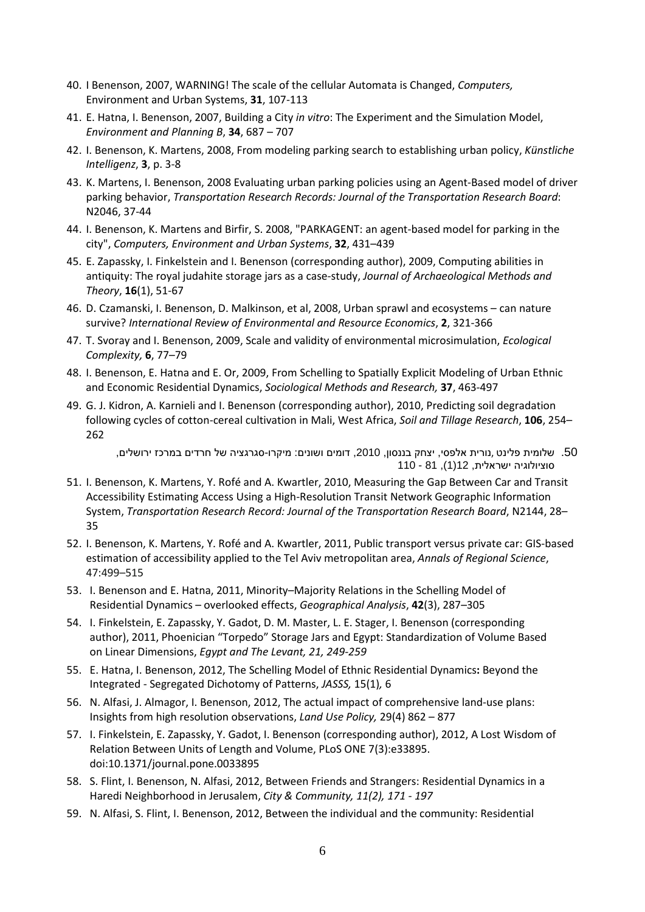40. I Benenson, 2007, WARNING! The scale of the cellular Automata is Changed, *Computers,* Environment and Urban Systems, **31**, 107-113
41. E. Hatna, I. Benenson, 2007, Building a City *in vitro*: The Experiment and the Simulation Model, *Environment and Planning B*, **34**, 687 – 707
42. I. Benenson, K. Martens, 2008, From modeling parking search to establishing urban policy, *Künstliche Intelligenz*, **3**, p. 3-8
43. K. Martens, I. Benenson, 2008 Evaluating urban parking policies using an Agent-Based model of driver parking behavior, *Transportation Research Records: Journal of the Transportation Research Board*: N2046, 37-44
44. I. Benenson, K. Martens and Birfir, S. 2008, "PARKAGENT: an agent-based model for parking in the city", *Computers, Environment and Urban Systems*, **32**, 431–439
45. E. Zapassky, I. Finkelstein and I. Benenson (corresponding author), 2009, Computing abilities in antiquity: The royal judahite storage jars as a case-study, *Journal of Archaeological Methods and Theory*, **16**(1), 51-67
46. D. Czamanski, I. Benenson, D. Malkinson, et al, 2008, Urban sprawl and ecosystems – can nature survive? *International Review of Environmental and Resource Economics*, **2**, 321-366
47. T. Svoray and I. Benenson, 2009, Scale and validity of environmental microsimulation, *Ecological Complexity,* **6**, 77–79
48. I. Benenson, E. Hatna and E. Or, 2009, From Schelling to Spatially Explicit Modeling of Urban Ethnic and Economic Residential Dynamics, *Sociological Methods and Research,* **37**, 463-497
49. G. J. Kidron, A. Karnieli and I. Benenson (corresponding author), 2010, Predicting soil degradation following cycles of cotton-cereal cultivation in Mali, West Africa, *Soil and Tillage Research*, **106**, 254–262
50. שלומית פלינט ,נורית אלפסי, יצחק בננסון, 2010, דומים ושונים: מיקרו-סגרגציה של חרדים במרכז ירושלים, סוציולוגיה ישראלית, 12(1), 81 - 110
51. I. Benenson, K. Martens, Y. Rofé and A. Kwartler, 2010, Measuring the Gap Between Car and Transit Accessibility Estimating Access Using a High-Resolution Transit Network Geographic Information System, *Transportation Research Record: Journal of the Transportation Research Board*, N2144, 28–35
52. I. Benenson, K. Martens, Y. Rofé and A. Kwartler, 2011, Public transport versus private car: GIS-based estimation of accessibility applied to the Tel Aviv metropolitan area, *Annals of Regional Science*, 47:499–515
53. I. Benenson and E. Hatna, 2011, Minority–Majority Relations in the Schelling Model of Residential Dynamics – overlooked effects, *Geographical Analysis*, **42**(3), 287–305
54. I. Finkelstein, E. Zapassky, Y. Gadot, D. M. Master, L. E. Stager, I. Benenson (corresponding author), 2011, Phoenician "Torpedo" Storage Jars and Egypt: Standardization of Volume Based on Linear Dimensions, *Egypt and The Levant, 21, 249-259*
55. E. Hatna, I. Benenson, 2012, The Schelling Model of Ethnic Residential Dynamics**:** Beyond the Integrated - Segregated Dichotomy of Patterns, *JASSS,* 15(1)*,* 6
56. N. Alfasi, J. Almagor, I. Benenson, 2012, The actual impact of comprehensive land-use plans: Insights from high resolution observations, *Land Use Policy,* 29(4) 862 – 877
57. I. Finkelstein, E. Zapassky, Y. Gadot, I. Benenson (corresponding author), 2012, A Lost Wisdom of Relation Between Units of Length and Volume, PLoS ONE 7(3):e33895. doi:10.1371/journal.pone.0033895
58. S. Flint, I. Benenson, N. Alfasi, 2012, Between Friends and Strangers: Residential Dynamics in a Haredi Neighborhood in Jerusalem, *City & Community, 11(2), 171 - 197*
59. N. Alfasi, S. Flint, I. Benenson, 2012, Between the individual and the community: Residential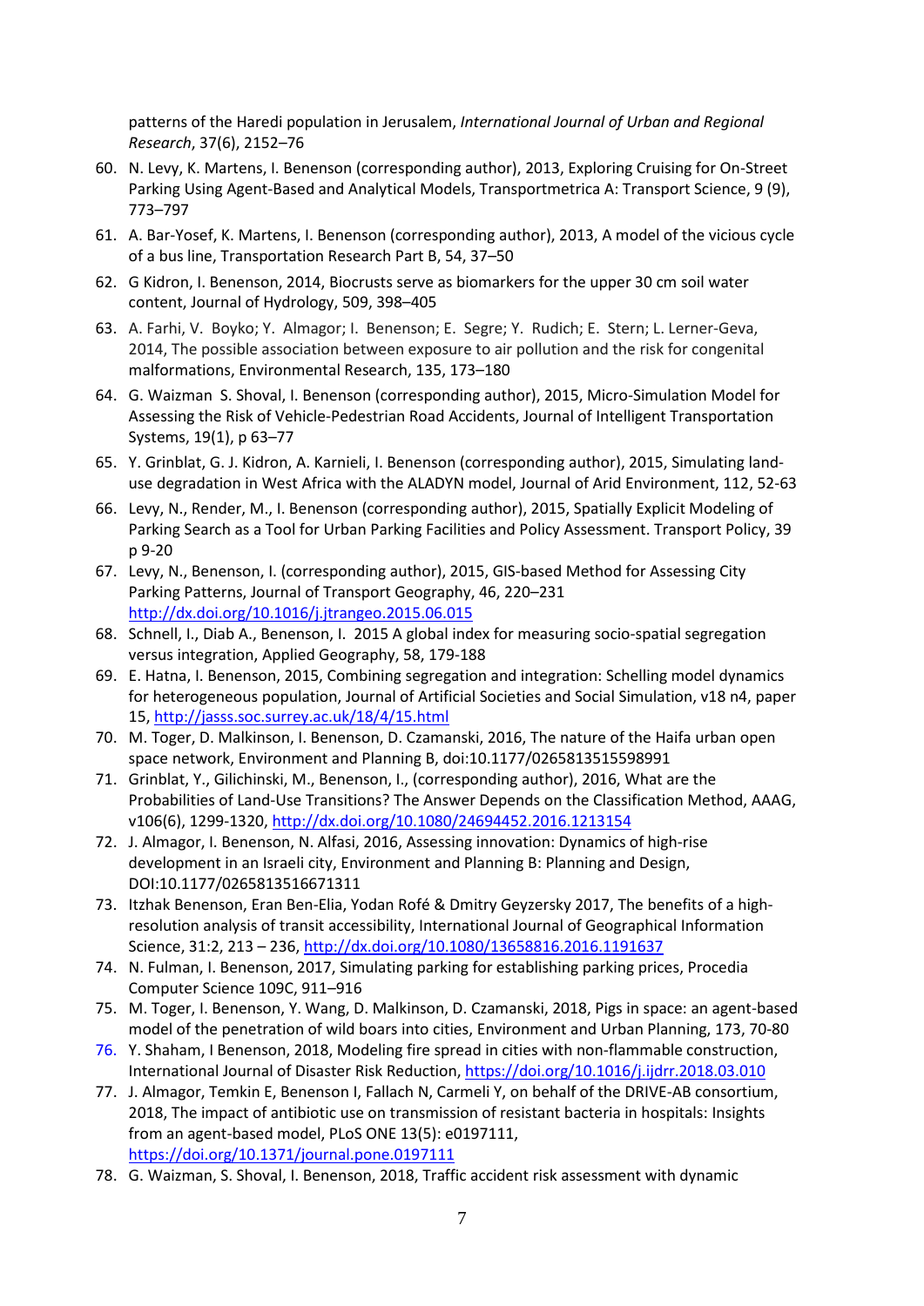patterns of the Haredi population in Jerusalem, *International Journal of Urban and Regional Research*, 37(6), 2152–76

60. N. Levy, K. Martens, I. Benenson (corresponding author), 2013, Exploring Cruising for On-Street Parking Using Agent-Based and Analytical Models, Transportmetrica A: Transport Science, 9 (9), 773–797
61. A. Bar-Yosef, K. Martens, I. Benenson (corresponding author), 2013, A model of the vicious cycle of a bus line, Transportation Research Part B, 54, 37–50
62. G Kidron, I. Benenson, 2014, Biocrusts serve as biomarkers for the upper 30 cm soil water content, Journal of Hydrology, 509, 398–405
63. A. Farhi, V. Boyko; Y. Almagor; I. Benenson; E. Segre; Y. Rudich; E. Stern; L. Lerner-Geva, 2014, The possible association between exposure to air pollution and the risk for congenital malformations, Environmental Research, 135, 173–180
64. G. Waizman S. Shoval, I. Benenson (corresponding author), 2015, Micro-Simulation Model for Assessing the Risk of Vehicle-Pedestrian Road Accidents, Journal of Intelligent Transportation Systems, 19(1), p 63–77
65. Y. Grinblat, G. J. Kidron, A. Karnieli, I. Benenson (corresponding author), 2015, Simulating land-use degradation in West Africa with the ALADYN model, Journal of Arid Environment, 112, 52-63
66. Levy, N., Render, M., I. Benenson (corresponding author), 2015, Spatially Explicit Modeling of Parking Search as a Tool for Urban Parking Facilities and Policy Assessment. Transport Policy, 39 p 9-20
67. Levy, N., Benenson, I. (corresponding author), 2015, GIS-based Method for Assessing City Parking Patterns, Journal of Transport Geography, 46, 220–231 http://dx.doi.org/10.1016/j.jtrangeo.2015.06.015
68. Schnell, I., Diab A., Benenson, I. 2015 A global index for measuring socio-spatial segregation versus integration, Applied Geography, 58, 179-188
69. E. Hatna, I. Benenson, 2015, Combining segregation and integration: Schelling model dynamics for heterogeneous population, Journal of Artificial Societies and Social Simulation, v18 n4, paper 15, http://jasss.soc.surrey.ac.uk/18/4/15.html
70. M. Toger, D. Malkinson, I. Benenson, D. Czamanski, 2016, The nature of the Haifa urban open space network, Environment and Planning B, doi:10.1177/0265813515598991
71. Grinblat, Y., Gilichinski, M., Benenson, I., (corresponding author), 2016, What are the Probabilities of Land-Use Transitions? The Answer Depends on the Classification Method, AAAG, v106(6), 1299-1320, http://dx.doi.org/10.1080/24694452.2016.1213154
72. J. Almagor, I. Benenson, N. Alfasi, 2016, Assessing innovation: Dynamics of high-rise development in an Israeli city, Environment and Planning B: Planning and Design, DOI:10.1177/0265813516671311
73. Itzhak Benenson, Eran Ben-Elia, Yodan Rofé & Dmitry Geyzersky 2017, The benefits of a high-resolution analysis of transit accessibility, International Journal of Geographical Information Science, 31:2, 213 – 236, http://dx.doi.org/10.1080/13658816.2016.1191637
74. N. Fulman, I. Benenson, 2017, Simulating parking for establishing parking prices, Procedia Computer Science 109C, 911–916
75. M. Toger, I. Benenson, Y. Wang, D. Malkinson, D. Czamanski, 2018, Pigs in space: an agent-based model of the penetration of wild boars into cities, Environment and Urban Planning, 173, 70-80
76. Y. Shaham, I Benenson, 2018, Modeling fire spread in cities with non-flammable construction, International Journal of Disaster Risk Reduction, https://doi.org/10.1016/j.ijdrr.2018.03.010
77. J. Almagor, Temkin E, Benenson I, Fallach N, Carmeli Y, on behalf of the DRIVE-AB consortium, 2018, The impact of antibiotic use on transmission of resistant bacteria in hospitals: Insights from an agent-based model, PLoS ONE 13(5): e0197111, https://doi.org/10.1371/journal.pone.0197111
78. G. Waizman, S. Shoval, I. Benenson, 2018, Traffic accident risk assessment with dynamic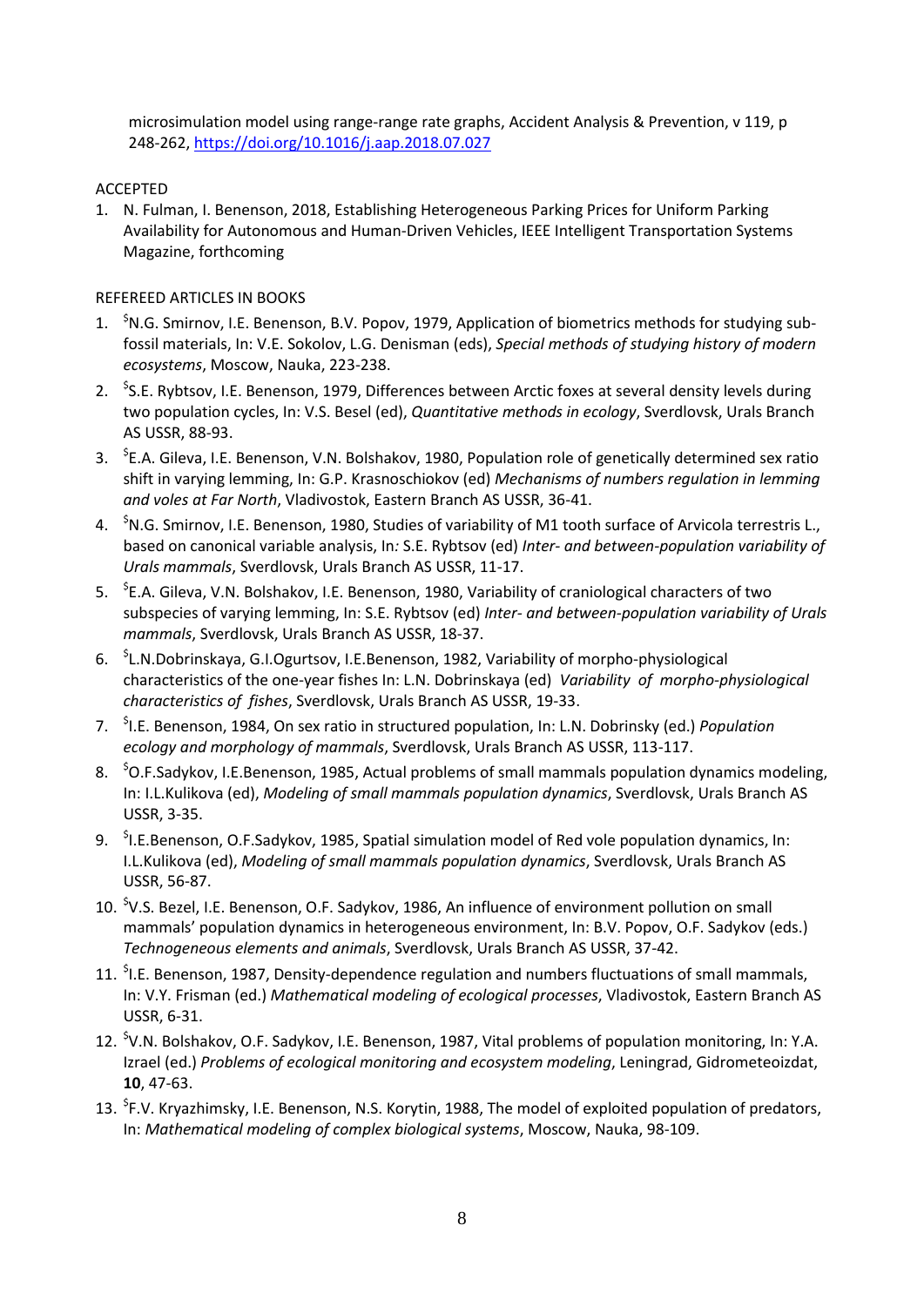microsimulation model using range-range rate graphs, Accident Analysis & Prevention, v 119, p 248-262, https://doi.org/10.1016/j.aap.2018.07.027

ACCEPTED

1. N. Fulman, I. Benenson, 2018, Establishing Heterogeneous Parking Prices for Uniform Parking Availability for Autonomous and Human-Driven Vehicles, IEEE Intelligent Transportation Systems Magazine, forthcoming

REFEREED ARTICLES IN BOOKS

1. $N.G. Smirnov, I.E. Benenson, B.V. Popov, 1979, Application of biometrics methods for studying sub-fossil materials, In: V.E. Sokolov, L.G. Denisman (eds), *Special methods of studying history of modern ecosystems*, Moscow, Nauka, 223-238.
2. $S.E. Rybtsov, I.E. Benenson, 1979, Differences between Arctic foxes at several density levels during two population cycles, In: V.S. Besel (ed), *Quantitative methods in ecology*, Sverdlovsk, Urals Branch AS USSR, 88-93.
3. $E.A. Gileva, I.E. Benenson, V.N. Bolshakov, 1980, Population role of genetically determined sex ratio shift in varying lemming, In: G.P. Krasnoschiokov (ed) *Mechanisms of numbers regulation in lemming and voles at Far North*, Vladivostok, Eastern Branch AS USSR, 36-41.
4. $N.G. Smirnov, I.E. Benenson, 1980, Studies of variability of M1 tooth surface of Arvicola terrestris L., based on canonical variable analysis, In*:* S.E. Rybtsov (ed) *Inter- and between-population variability of Urals mammals*, Sverdlovsk, Urals Branch AS USSR, 11-17.
5. $E.A. Gileva, V.N. Bolshakov, I.E. Benenson, 1980, Variability of craniological characters of two subspecies of varying lemming, In: S.E. Rybtsov (ed) *Inter- and between-population variability of Urals mammals*, Sverdlovsk, Urals Branch AS USSR, 18-37.
6. $L.N.Dobrinskaya, G.I.Ogurtsov, I.E.Benenson, 1982, Variability of morpho-physiological characteristics of the one-year fishes In: L.N. Dobrinskaya (ed) *Variability of morpho-physiological characteristics of fishes*, Sverdlovsk, Urals Branch AS USSR, 19-33.
7. $I.E. Benenson, 1984, On sex ratio in structured population, In: L.N. Dobrinsky (ed.) *Population ecology and morphology of mammals*, Sverdlovsk, Urals Branch AS USSR, 113-117.
8. $O.F.Sadykov, I.E.Benenson, 1985, Actual problems of small mammals population dynamics modeling, In: I.L.Kulikova (ed), *Modeling of small mammals population dynamics*, Sverdlovsk, Urals Branch AS USSR, 3-35.
9. $I.E.Benenson, O.F.Sadykov, 1985, Spatial simulation model of Red vole population dynamics, In: I.L.Kulikova (ed), *Modeling of small mammals population dynamics*, Sverdlovsk, Urals Branch AS USSR, 56-87.
10. $V.S. Bezel, I.E. Benenson, O.F. Sadykov, 1986, An influence of environment pollution on small mammals' population dynamics in heterogeneous environment, In: B.V. Popov, O.F. Sadykov (eds.) *Technogeneous elements and animals*, Sverdlovsk, Urals Branch AS USSR, 37-42.
11. $I.E. Benenson, 1987, Density-dependence regulation and numbers fluctuations of small mammals, In: V.Y. Frisman (ed.) *Mathematical modeling of ecological processes*, Vladivostok, Eastern Branch AS USSR, 6-31.
12. $V.N. Bolshakov, O.F. Sadykov, I.E. Benenson, 1987, Vital problems of population monitoring, In: Y.A. Izrael (ed.) *Problems of ecological monitoring and ecosystem modeling*, Leningrad, Gidrometeoizdat, **10**, 47-63.
13. $F.V. Kryazhimsky, I.E. Benenson, N.S. Korytin, 1988, The model of exploited population of predators, In: *Mathematical modeling of complex biological systems*, Moscow, Nauka, 98-109.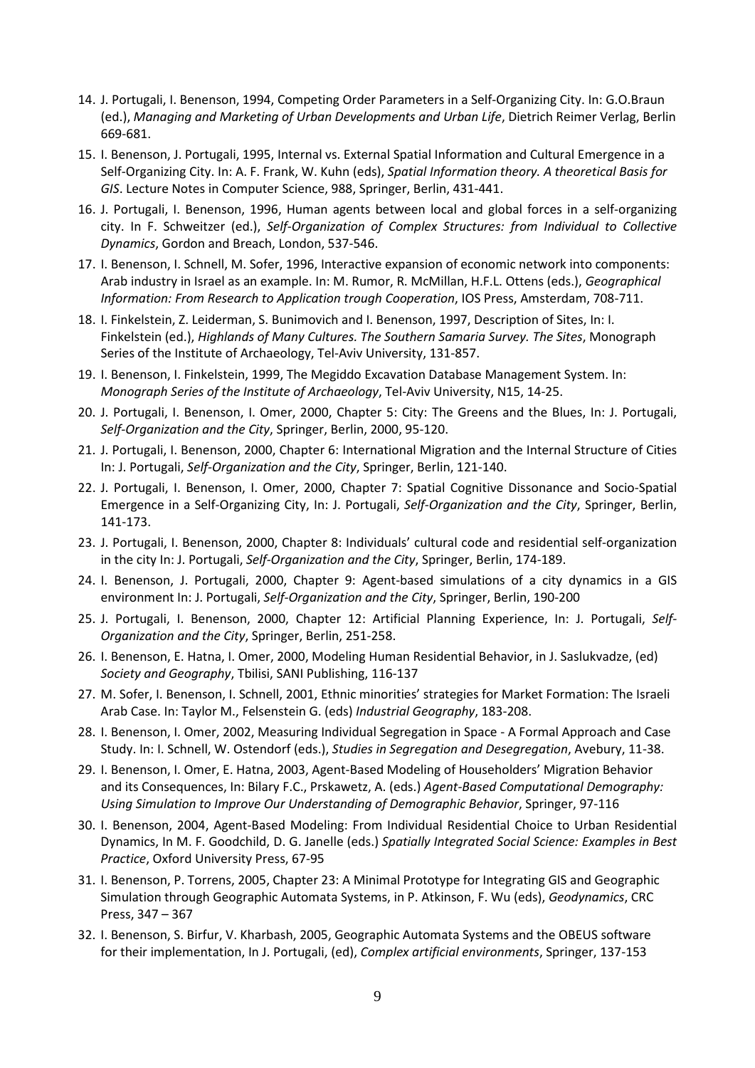14. J. Portugali, I. Benenson, 1994, Competing Order Parameters in a Self-Organizing City. In: G.O.Braun (ed.), *Managing and Marketing of Urban Developments and Urban Life*, Dietrich Reimer Verlag, Berlin 669-681.
15. I. Benenson, J. Portugali, 1995, Internal vs. External Spatial Information and Cultural Emergence in a Self-Organizing City. In: A. F. Frank, W. Kuhn (eds), *Spatial Information theory. A theoretical Basis for GIS*. Lecture Notes in Computer Science, 988, Springer, Berlin, 431-441.
16. J. Portugali, I. Benenson, 1996, Human agents between local and global forces in a self-organizing city. In F. Schweitzer (ed.), *Self-Organization of Complex Structures: from Individual to Collective Dynamics*, Gordon and Breach, London, 537-546.
17. I. Benenson, I. Schnell, M. Sofer, 1996, Interactive expansion of economic network into components: Arab industry in Israel as an example. In: M. Rumor, R. McMillan, H.F.L. Ottens (eds.), *Geographical Information: From Research to Application trough Cooperation*, IOS Press, Amsterdam, 708-711.
18. I. Finkelstein, Z. Leiderman, S. Bunimovich and I. Benenson, 1997, Description of Sites, In: I. Finkelstein (ed.), *Highlands of Many Cultures. The Southern Samaria Survey. The Sites*, Monograph Series of the Institute of Archaeology, Tel-Aviv University, 131-857.
19. I. Benenson, I. Finkelstein, 1999, The Megiddo Excavation Database Management System. In: *Monograph Series of the Institute of Archaeology*, Tel-Aviv University, N15, 14-25.
20. J. Portugali, I. Benenson, I. Omer, 2000, Chapter 5: City: The Greens and the Blues, In: J. Portugali, *Self-Organization and the City*, Springer, Berlin, 2000, 95-120.
21. J. Portugali, I. Benenson, 2000, Chapter 6: International Migration and the Internal Structure of Cities In: J. Portugali, *Self-Organization and the City*, Springer, Berlin, 121-140.
22. J. Portugali, I. Benenson, I. Omer, 2000, Chapter 7: Spatial Cognitive Dissonance and Socio-Spatial Emergence in a Self-Organizing City, In: J. Portugali, *Self-Organization and the City*, Springer, Berlin, 141-173.
23. J. Portugali, I. Benenson, 2000, Chapter 8: Individuals' cultural code and residential self-organization in the city In: J. Portugali, *Self-Organization and the City*, Springer, Berlin, 174-189.
24. I. Benenson, J. Portugali, 2000, Chapter 9: Agent-based simulations of a city dynamics in a GIS environment In: J. Portugali, *Self-Organization and the City*, Springer, Berlin, 190-200
25. J. Portugali, I. Benenson, 2000, Chapter 12: Artificial Planning Experience, In: J. Portugali, *Self-Organization and the City*, Springer, Berlin, 251-258.
26. I. Benenson, E. Hatna, I. Omer, 2000, Modeling Human Residential Behavior, in J. Saslukvadze, (ed) *Society and Geography*, Tbilisi, SANI Publishing, 116-137
27. M. Sofer, I. Benenson, I. Schnell, 2001, Ethnic minorities' strategies for Market Formation: The Israeli Arab Case. In: Taylor M., Felsenstein G. (eds) *Industrial Geography*, 183-208.
28. I. Benenson, I. Omer, 2002, Measuring Individual Segregation in Space - A Formal Approach and Case Study. In: I. Schnell, W. Ostendorf (eds.), *Studies in Segregation and Desegregation*, Avebury, 11-38.
29. I. Benenson, I. Omer, E. Hatna, 2003, Agent-Based Modeling of Householders' Migration Behavior and its Consequences, In: Bilary F.C., Prskawetz, A. (eds.) *Agent-Based Computational Demography: Using Simulation to Improve Our Understanding of Demographic Behavior*, Springer, 97-116
30. I. Benenson, 2004, Agent-Based Modeling: From Individual Residential Choice to Urban Residential Dynamics, In M. F. Goodchild, D. G. Janelle (eds.) *Spatially Integrated Social Science: Examples in Best Practice*, Oxford University Press, 67-95
31. I. Benenson, P. Torrens, 2005, Chapter 23: A Minimal Prototype for Integrating GIS and Geographic Simulation through Geographic Automata Systems, in P. Atkinson, F. Wu (eds), *Geodynamics*, CRC Press, 347 – 367
32. I. Benenson, S. Birfur, V. Kharbash, 2005, Geographic Automata Systems and the OBEUS software for their implementation, In J. Portugali, (ed), *Complex artificial environments*, Springer, 137-153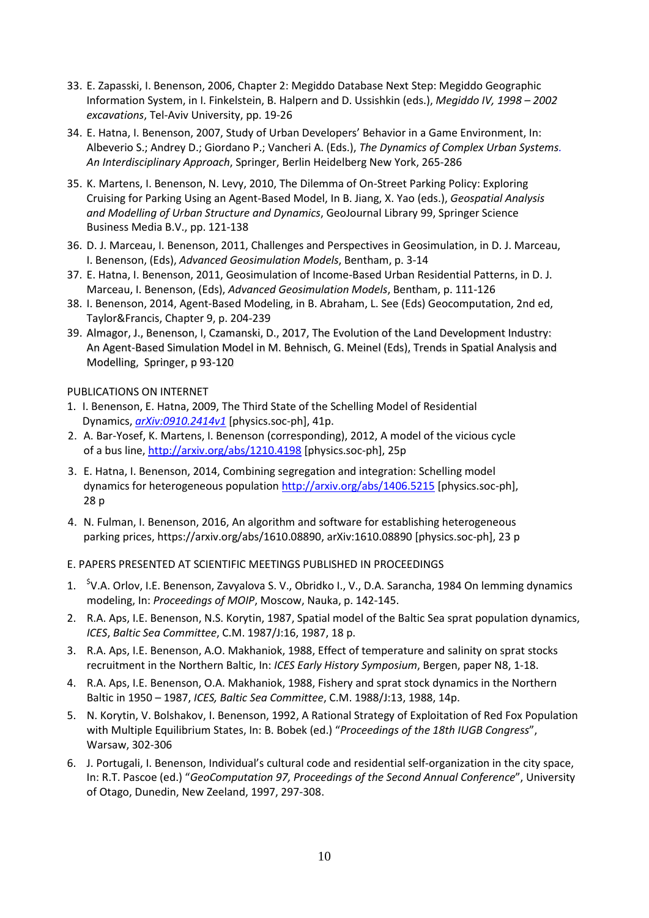33. E. Zapasski, I. Benenson, 2006, Chapter 2: Megiddo Database Next Step: Megiddo Geographic Information System, in I. Finkelstein, B. Halpern and D. Ussishkin (eds.), *Megiddo IV, 1998 – 2002 excavations*, Tel-Aviv University, pp. 19-26
34. E. Hatna, I. Benenson, 2007, Study of Urban Developers' Behavior in a Game Environment, In: Albeverio S.; Andrey D.; Giordano P.; Vancheri A. (Eds.), *The Dynamics of Complex Urban Systems. An Interdisciplinary Approach*, Springer, Berlin Heidelberg New York, 265-286
35. K. Martens, I. Benenson, N. Levy, 2010, The Dilemma of On-Street Parking Policy: Exploring Cruising for Parking Using an Agent-Based Model, In B. Jiang, X. Yao (eds.), *Geospatial Analysis and Modelling of Urban Structure and Dynamics*, GeoJournal Library 99, Springer Science Business Media B.V., pp. 121-138
36. D. J. Marceau, I. Benenson, 2011, Challenges and Perspectives in Geosimulation, in D. J. Marceau, I. Benenson, (Eds), *Advanced Geosimulation Models*, Bentham, p. 3-14
37. E. Hatna, I. Benenson, 2011, Geosimulation of Income-Based Urban Residential Patterns, in D. J. Marceau, I. Benenson, (Eds), *Advanced Geosimulation Models*, Bentham, p. 111-126
38. I. Benenson, 2014, Agent-Based Modeling, in B. Abraham, L. See (Eds) Geocomputation, 2nd ed, Taylor&Francis, Chapter 9, p. 204-239
39. Almagor, J., Benenson, I, Czamanski, D., 2017, The Evolution of the Land Development Industry: An Agent-Based Simulation Model in M. Behnisch, G. Meinel (Eds), Trends in Spatial Analysis and Modelling, Springer, p 93-120

PUBLICATIONS ON INTERNET

1. I. Benenson, E. Hatna, 2009, The Third State of the Schelling Model of Residential Dynamics, *arXiv:0910.2414v1* [physics.soc-ph], 41p.
2. A. Bar-Yosef, K. Martens, I. Benenson (corresponding), 2012, A model of the vicious cycle of a bus line, http://arxiv.org/abs/1210.4198 [physics.soc-ph], 25p
3. E. Hatna, I. Benenson, 2014, Combining segregation and integration: Schelling model dynamics for heterogeneous population http://arxiv.org/abs/1406.5215 [physics.soc-ph], 28 p
4. N. Fulman, I. Benenson, 2016, An algorithm and software for establishing heterogeneous parking prices, https://arxiv.org/abs/1610.08890, arXiv:1610.08890 [physics.soc-ph], 23 p

E. PAPERS PRESENTED AT SCIENTIFIC MEETINGS PUBLISHED IN PROCEEDINGS

1. [$]V.A. Orlov, I.E. Benenson, Zavyalova S. V., Obridko I., V., D.A. Sarancha, 1984 On lemming dynamics modeling, In: *Proceedings of MOIP*, Moscow, Nauka, p. 142-145.
2. R.A. Aps, I.E. Benenson, N.S. Korytin, 1987, Spatial model of the Baltic Sea sprat population dynamics, *ICES*, *Baltic Sea Committee*, C.M. 1987/J:16, 1987, 18 p.
3. R.A. Aps, I.E. Benenson, A.O. Makhaniok, 1988, Effect of temperature and salinity on sprat stocks recruitment in the Northern Baltic, In: *ICES Early History Symposium*, Bergen, paper N8, 1-18.
4. R.A. Aps, I.E. Benenson, O.A. Makhaniok, 1988, Fishery and sprat stock dynamics in the Northern Baltic in 1950 – 1987, *ICES, Baltic Sea Committee*, C.M. 1988/J:13, 1988, 14p.
5. N. Korytin, V. Bolshakov, I. Benenson, 1992, A Rational Strategy of Exploitation of Red Fox Population with Multiple Equilibrium States, In: B. Bobek (ed.) "*Proceedings of the 18th IUGB Congress*", Warsaw, 302-306
6. J. Portugali, I. Benenson, Individual's cultural code and residential self-organization in the city space, In: R.T. Pascoe (ed.) "*GeoComputation 97, Proceedings of the Second Annual Conference*", University of Otago, Dunedin, New Zeeland, 1997, 297-308.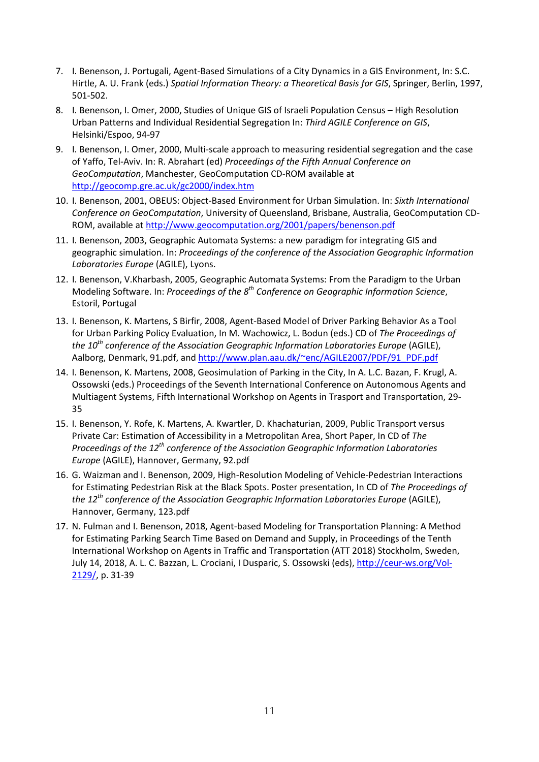7. I. Benenson, J. Portugali, Agent-Based Simulations of a City Dynamics in a GIS Environment, In: S.C. Hirtle, A. U. Frank (eds.) *Spatial Information Theory: a Theoretical Basis for GIS*, Springer, Berlin, 1997, 501-502.
8. I. Benenson, I. Omer, 2000, Studies of Unique GIS of Israeli Population Census – High Resolution Urban Patterns and Individual Residential Segregation In: *Third AGILE Conference on GIS*, Helsinki/Espoo, 94-97
9. I. Benenson, I. Omer, 2000, Multi-scale approach to measuring residential segregation and the case of Yaffo, Tel-Aviv. In: R. Abrahart (ed) *Proceedings of the Fifth Annual Conference on GeoComputation*, Manchester, GeoComputation CD-ROM available at http://geocomp.gre.ac.uk/gc2000/index.htm
10. I. Benenson, 2001, OBEUS: Object-Based Environment for Urban Simulation. In: *Sixth International Conference on GeoComputation*, University of Queensland, Brisbane, Australia, GeoComputation CD-ROM, available at http://www.geocomputation.org/2001/papers/benenson.pdf
11. I. Benenson, 2003, Geographic Automata Systems: a new paradigm for integrating GIS and geographic simulation. In: *Proceedings of the conference of the Association Geographic Information Laboratories Europe* (AGILE), Lyons.
12. I. Benenson, V.Kharbash, 2005, Geographic Automata Systems: From the Paradigm to the Urban Modeling Software. In: *Proceedings of the 8th Conference on Geographic Information Science*, Estoril, Portugal
13. I. Benenson, K. Martens, S Birfir, 2008, Agent-Based Model of Driver Parking Behavior As a Tool for Urban Parking Policy Evaluation, In M. Wachowicz, L. Bodun (eds.) CD of *The Proceedings of the 10th conference of the Association Geographic Information Laboratories Europe* (AGILE), Aalborg, Denmark, 91.pdf, and http://www.plan.aau.dk/~enc/AGILE2007/PDF/91_PDF.pdf
14. I. Benenson, K. Martens, 2008, Geosimulation of Parking in the City, In A. L.C. Bazan, F. Krugl, A. Ossowski (eds.) Proceedings of the Seventh International Conference on Autonomous Agents and Multiagent Systems, Fifth International Workshop on Agents in Trasport and Transportation, 29-35
15. I. Benenson, Y. Rofe, K. Martens, A. Kwartler, D. Khachaturian, 2009, Public Transport versus Private Car: Estimation of Accessibility in a Metropolitan Area, Short Paper, In CD of *The Proceedings of the 12th conference of the Association Geographic Information Laboratories Europe* (AGILE), Hannover, Germany, 92.pdf
16. G. Waizman and I. Benenson, 2009, High-Resolution Modeling of Vehicle-Pedestrian Interactions for Estimating Pedestrian Risk at the Black Spots. Poster presentation, In CD of *The Proceedings of the 12th conference of the Association Geographic Information Laboratories Europe* (AGILE), Hannover, Germany, 123.pdf
17. N. Fulman and I. Benenson, 2018, Agent-based Modeling for Transportation Planning: A Method for Estimating Parking Search Time Based on Demand and Supply, in Proceedings of the Tenth International Workshop on Agents in Traffic and Transportation (ATT 2018) Stockholm, Sweden, July 14, 2018, A. L. C. Bazzan, L. Crociani, I Dusparic, S. Ossowski (eds), http://ceur-ws.org/Vol-2129/, p. 31-39